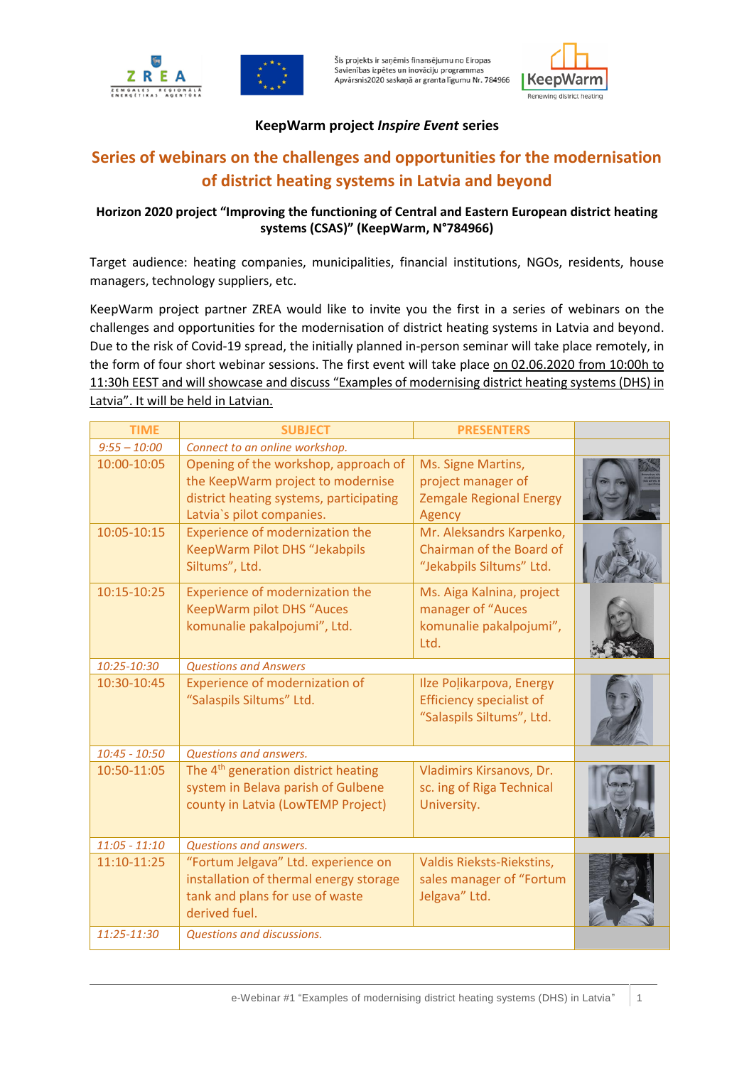Šis projekts ir saņēmis finansējumu no Eiropas Savienības izpētes un inovāciju programmas Apvārsnis2020 saskaņā ar granta līgumu Nr. 784966

**KeepWarm project *Inspire Event* series**

# Series of webinars on the challenges and opportunities for the modernisation of district heating systems in Latvia and beyond

**Horizon 2020 project "Improving the functioning of Central and Eastern European district heating systems (CSAS)" (KeepWarm, N°784966)**

Target audience: heating companies, municipalities, financial institutions, NGOs, residents, house managers, technology suppliers, etc.

KeepWarm project partner ZREA would like to invite you the first in a series of webinars on the challenges and opportunities for the modernisation of district heating systems in Latvia and beyond. Due to the risk of Covid-19 spread, the initially planned in-person seminar will take place remotely, in the form of four short webinar sessions. The first event will take place on 02.06.2020 from 10:00h to 11:30h EEST and will showcase and discuss "Examples of modernising district heating systems (DHS) in Latvia". It will be held in Latvian.

| TIME | SUBJECT | PRESENTERS | |
|---|---|---|---|
| *9:55 – 10:00* | *Connect to an online workshop.* | | |
| 10:00-10:05 | Opening of the workshop, approach of the KeepWarm project to modernise district heating systems, participating Latvia`s pilot companies. | Ms. Signe Martins, project manager of Zemgale Regional Energy Agency | |
| 10:05-10:15 | Experience of modernization the KeepWarm Pilot DHS "Jekabpils Siltums", Ltd. | Mr. Aleksandrs Karpenko, Chairman of the Board of "Jekabpils Siltums" Ltd. | |
| 10:15-10:25 | Experience of modernization the KeepWarm pilot DHS "Auces komunalie pakalpojumi", Ltd. | Ms. Aiga Kalnina, project manager of "Auces komunalie pakalpojumi", Ltd. | |
| *10:25-10:30* | *Questions and Answers* | | |
| 10:30-10:45 | Experience of modernization of "Salaspils Siltums" Ltd. | Ilze Poļikarpova, Energy Efficiency specialist of "Salaspils Siltums", Ltd. | |
| *10:45 - 10:50* | *Questions and answers.* | | |
| 10:50-11:05 | The 4th generation district heating system in Belava parish of Gulbene county in Latvia (LowTEMP Project) | Vladimirs Kirsanovs, Dr. sc. ing of Riga Technical University. | |
| *11:05 - 11:10* | *Questions and answers.* | | |
| 11:10-11:25 | "Fortum Jelgava" Ltd. experience on installation of thermal energy storage tank and plans for use of waste derived fuel. | Valdis Rieksts-Riekstins, sales manager of "Fortum Jelgava" Ltd. | |
| *11:25-11:30* | *Questions and discussions.* | | |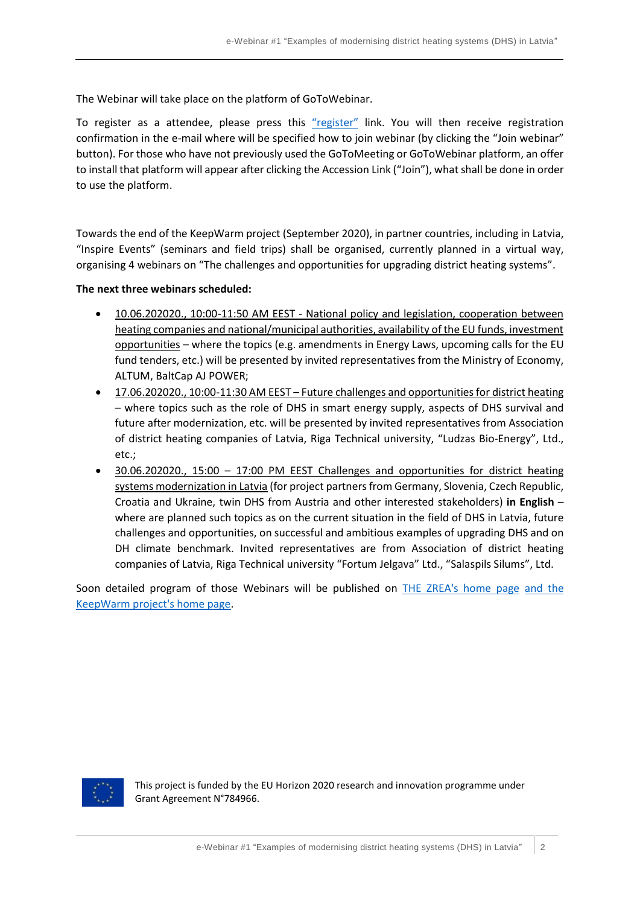The Webinar will take place on the platform of GoToWebinar.

To register as a attendee, please press this "register" link. You will then receive registration confirmation in the e-mail where will be specified how to join webinar (by clicking the "Join webinar" button). For those who have not previously used the GoToMeeting or GoToWebinar platform, an offer to install that platform will appear after clicking the Accession Link ("Join"), what shall be done in order to use the platform.

Towards the end of the KeepWarm project (September 2020), in partner countries, including in Latvia, "Inspire Events" (seminars and field trips) shall be organised, currently planned in a virtual way, organising 4 webinars on "The challenges and opportunities for upgrading district heating systems".

**The next three webinars scheduled:**

- 10.06.202020., 10:00-11:50 AM EEST - National policy and legislation, cooperation between heating companies and national/municipal authorities, availability of the EU funds, investment opportunities – where the topics (e.g. amendments in Energy Laws, upcoming calls for the EU fund tenders, etc.) will be presented by invited representatives from the Ministry of Economy, ALTUM, BaltCap AJ POWER;
- 17.06.202020., 10:00-11:30 AM EEST – Future challenges and opportunities for district heating – where topics such as the role of DHS in smart energy supply, aspects of DHS survival and future after modernization, etc. will be presented by invited representatives from Association of district heating companies of Latvia, Riga Technical university, "Ludzas Bio-Energy", Ltd., etc.;
- 30.06.202020., 15:00 – 17:00 PM EEST Challenges and opportunities for district heating systems modernization in Latvia (for project partners from Germany, Slovenia, Czech Republic, Croatia and Ukraine, twin DHS from Austria and other interested stakeholders) **in English** – where are planned such topics as on the current situation in the field of DHS in Latvia, future challenges and opportunities, on successful and ambitious examples of upgrading DHS and on DH climate benchmark. Invited representatives are from Association of district heating companies of Latvia, Riga Technical university "Fortum Jelgava" Ltd., "Salaspils Silums", Ltd.

Soon detailed program of those Webinars will be published on THE ZREA's home page and the KeepWarm project's home page.

This project is funded by the EU Horizon 2020 research and innovation programme under Grant Agreement N°784966.